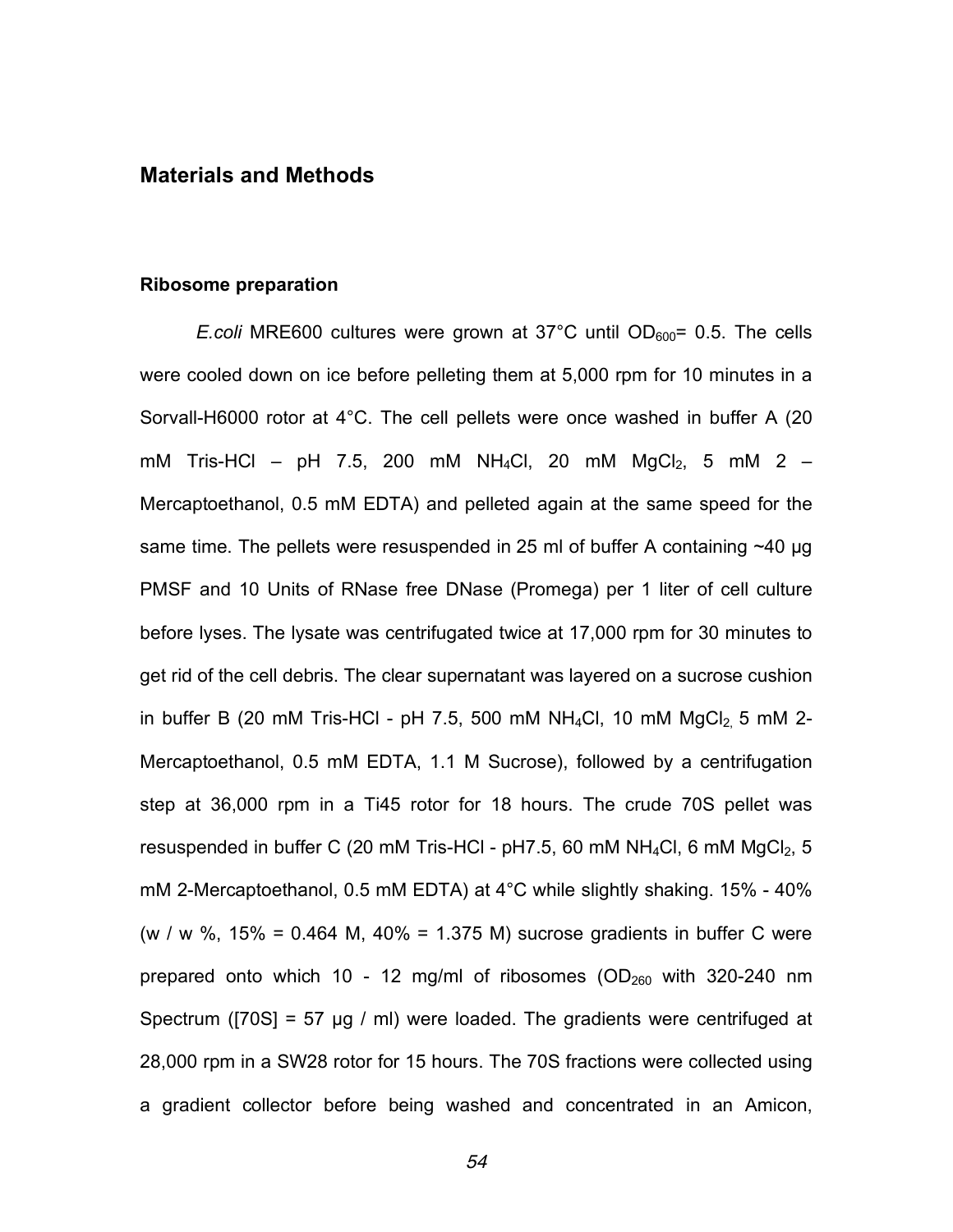## Materials and Methods

### Ribosome preparation

*E.coli* MRE600 cultures were grown at 37°C until $OD_{600}$= 0.5. The cells were cooled down on ice before pelleting them at 5,000 rpm for 10 minutes in a Sorvall-H6000 rotor at 4°C. The cell pellets were once washed in buffer A (20 mM Tris-HCl – pH 7.5, 200 mM $NH_4Cl$, 20 mM $MgCl_2$, 5 mM 2 – Mercaptoethanol, 0.5 mM EDTA) and pelleted again at the same speed for the same time. The pellets were resuspended in 25 ml of buffer A containing ~40 µg PMSF and 10 Units of RNase free DNase (Promega) per 1 liter of cell culture before lyses. The lysate was centrifugated twice at 17,000 rpm for 30 minutes to get rid of the cell debris. The clear supernatant was layered on a sucrose cushion in buffer B (20 mM Tris-HCl - pH 7.5, 500 mM $NH_4Cl$, 10 mM $MgCl_2$, 5 mM 2-Mercaptoethanol, 0.5 mM EDTA, 1.1 M Sucrose), followed by a centrifugation step at 36,000 rpm in a Ti45 rotor for 18 hours. The crude 70S pellet was resuspended in buffer C (20 mM Tris-HCl - pH7.5, 60 mM $NH_4Cl$, 6 mM $MgCl_2$, 5 mM 2-Mercaptoethanol, 0.5 mM EDTA) at 4°C while slightly shaking. 15% - 40% (w / w %, 15% = 0.464 M, 40% = 1.375 M) sucrose gradients in buffer C were prepared onto which 10 - 12 mg/ml of ribosomes ($OD_{260}$ with 320-240 nm Spectrum ([70S] = 57 µg / ml) were loaded. The gradients were centrifuged at 28,000 rpm in a SW28 rotor for 15 hours. The 70S fractions were collected using a gradient collector before being washed and concentrated in an Amicon,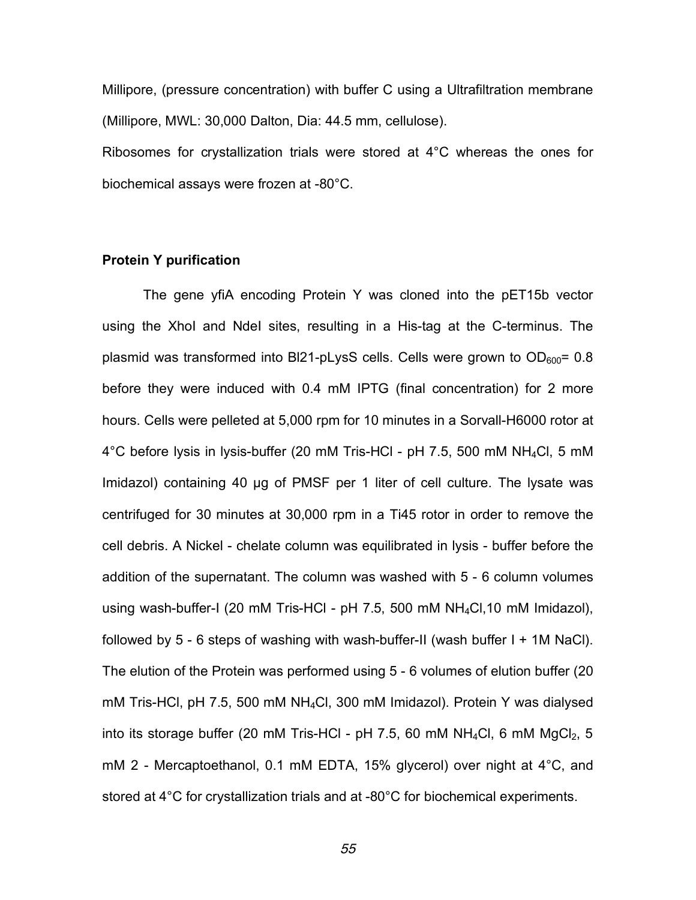Millipore, (pressure concentration) with buffer C using a Ultrafiltration membrane (Millipore, MWL: 30,000 Dalton, Dia: 44.5 mm, cellulose).

Ribosomes for crystallization trials were stored at 4°C whereas the ones for biochemical assays were frozen at -80°C.

### Protein Y purification

The gene yfiA encoding Protein Y was cloned into the pET15b vector using the XhoI and NdeI sites, resulting in a His-tag at the C-terminus. The plasmid was transformed into Bl21-pLysS cells. Cells were grown to $OD_{600}$= 0.8 before they were induced with 0.4 mM IPTG (final concentration) for 2 more hours. Cells were pelleted at 5,000 rpm for 10 minutes in a Sorvall-H6000 rotor at 4°C before lysis in lysis-buffer (20 mM Tris-HCl - pH 7.5, 500 mM $NH_4Cl$, 5 mM Imidazol) containing 40 µg of PMSF per 1 liter of cell culture. The lysate was centrifuged for 30 minutes at 30,000 rpm in a Ti45 rotor in order to remove the cell debris. A Nickel - chelate column was equilibrated in lysis - buffer before the addition of the supernatant. The column was washed with 5 - 6 column volumes using wash-buffer-I (20 mM Tris-HCl - pH 7.5, 500 mM $NH_4Cl$,10 mM Imidazol), followed by 5 - 6 steps of washing with wash-buffer-II (wash buffer I + 1M NaCl). The elution of the Protein was performed using 5 - 6 volumes of elution buffer (20 mM Tris-HCl, pH 7.5, 500 mM $NH_4Cl$, 300 mM Imidazol). Protein Y was dialysed into its storage buffer (20 mM Tris-HCl - pH 7.5, 60 mM $NH_4Cl$, 6 mM $MgCl_2$, 5 mM 2 - Mercaptoethanol, 0.1 mM EDTA, 15% glycerol) over night at 4°C, and stored at 4°C for crystallization trials and at -80°C for biochemical experiments.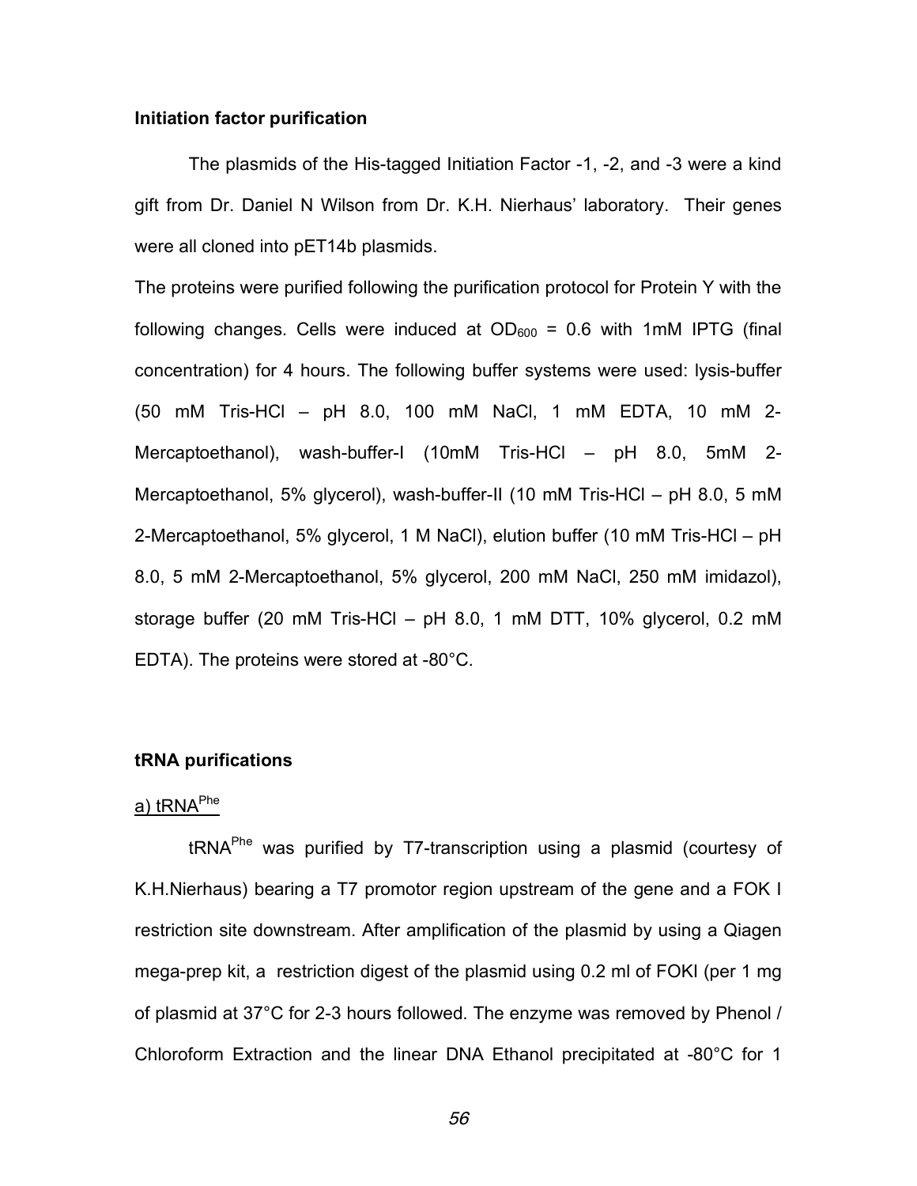### Initiation factor purification

The plasmids of the His-tagged Initiation Factor -1, -2, and -3 were a kind gift from Dr. Daniel N Wilson from Dr. K.H. Nierhaus' laboratory. Their genes were all cloned into pET14b plasmids.

The proteins were purified following the purification protocol for Protein Y with the following changes. Cells were induced at $OD_{600}$ = 0.6 with 1mM IPTG (final concentration) for 4 hours. The following buffer systems were used: lysis-buffer (50 mM Tris-HCl – pH 8.0, 100 mM NaCl, 1 mM EDTA, 10 mM 2-Mercaptoethanol), wash-buffer-I (10mM Tris-HCl – pH 8.0, 5mM 2-Mercaptoethanol, 5% glycerol), wash-buffer-II (10 mM Tris-HCl – pH 8.0, 5 mM 2-Mercaptoethanol, 5% glycerol, 1 M NaCl), elution buffer (10 mM Tris-HCl – pH 8.0, 5 mM 2-Mercaptoethanol, 5% glycerol, 200 mM NaCl, 250 mM imidazol), storage buffer (20 mM Tris-HCl – pH 8.0, 1 mM DTT, 10% glycerol, 0.2 mM EDTA). The proteins were stored at -80°C.

### tRNA purifications

#### a) $tRNA^{Phe}$

$tRNA^{Phe}$ was purified by T7-transcription using a plasmid (courtesy of K.H.Nierhaus) bearing a T7 promotor region upstream of the gene and a FOK I restriction site downstream. After amplification of the plasmid by using a Qiagen mega-prep kit, a restriction digest of the plasmid using 0.2 ml of FOKI (per 1 mg of plasmid at 37°C for 2-3 hours followed. The enzyme was removed by Phenol / Chloroform Extraction and the linear DNA Ethanol precipitated at -80°C for 1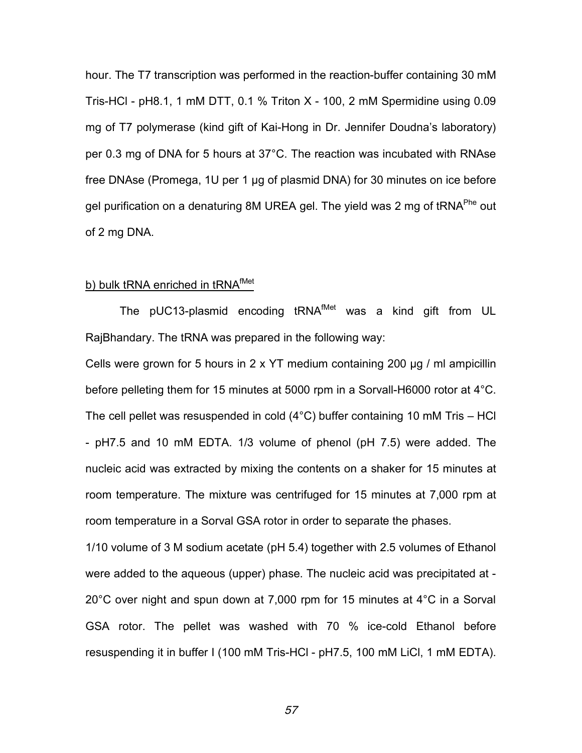hour. The T7 transcription was performed in the reaction-buffer containing 30 mM Tris-HCl - pH8.1, 1 mM DTT, 0.1 % Triton X - 100, 2 mM Spermidine using 0.09 mg of T7 polymerase (kind gift of Kai-Hong in Dr. Jennifer Doudna's laboratory) per 0.3 mg of DNA for 5 hours at 37°C. The reaction was incubated with RNAse free DNAse (Promega, 1U per 1 µg of plasmid DNA) for 30 minutes on ice before gel purification on a denaturing 8M UREA gel. The yield was 2 mg of $tRNA^{Phe}$ out of 2 mg DNA.

b) bulk tRNA enriched in $tRNA^{fMet}$

The pUC13-plasmid encoding $tRNA^{fMet}$ was a kind gift from UL RajBhandary. The tRNA was prepared in the following way:

Cells were grown for 5 hours in 2 x YT medium containing 200 µg / ml ampicillin before pelleting them for 15 minutes at 5000 rpm in a Sorvall-H6000 rotor at 4°C. The cell pellet was resuspended in cold (4°C) buffer containing 10 mM Tris – HCl - pH7.5 and 10 mM EDTA. 1/3 volume of phenol (pH 7.5) were added. The nucleic acid was extracted by mixing the contents on a shaker for 15 minutes at room temperature. The mixture was centrifuged for 15 minutes at 7,000 rpm at room temperature in a Sorval GSA rotor in order to separate the phases.

1/10 volume of 3 M sodium acetate (pH 5.4) together with 2.5 volumes of Ethanol were added to the aqueous (upper) phase. The nucleic acid was precipitated at -20°C over night and spun down at 7,000 rpm for 15 minutes at 4°C in a Sorval GSA rotor. The pellet was washed with 70 % ice-cold Ethanol before resuspending it in buffer I (100 mM Tris-HCl - pH7.5, 100 mM LiCl, 1 mM EDTA).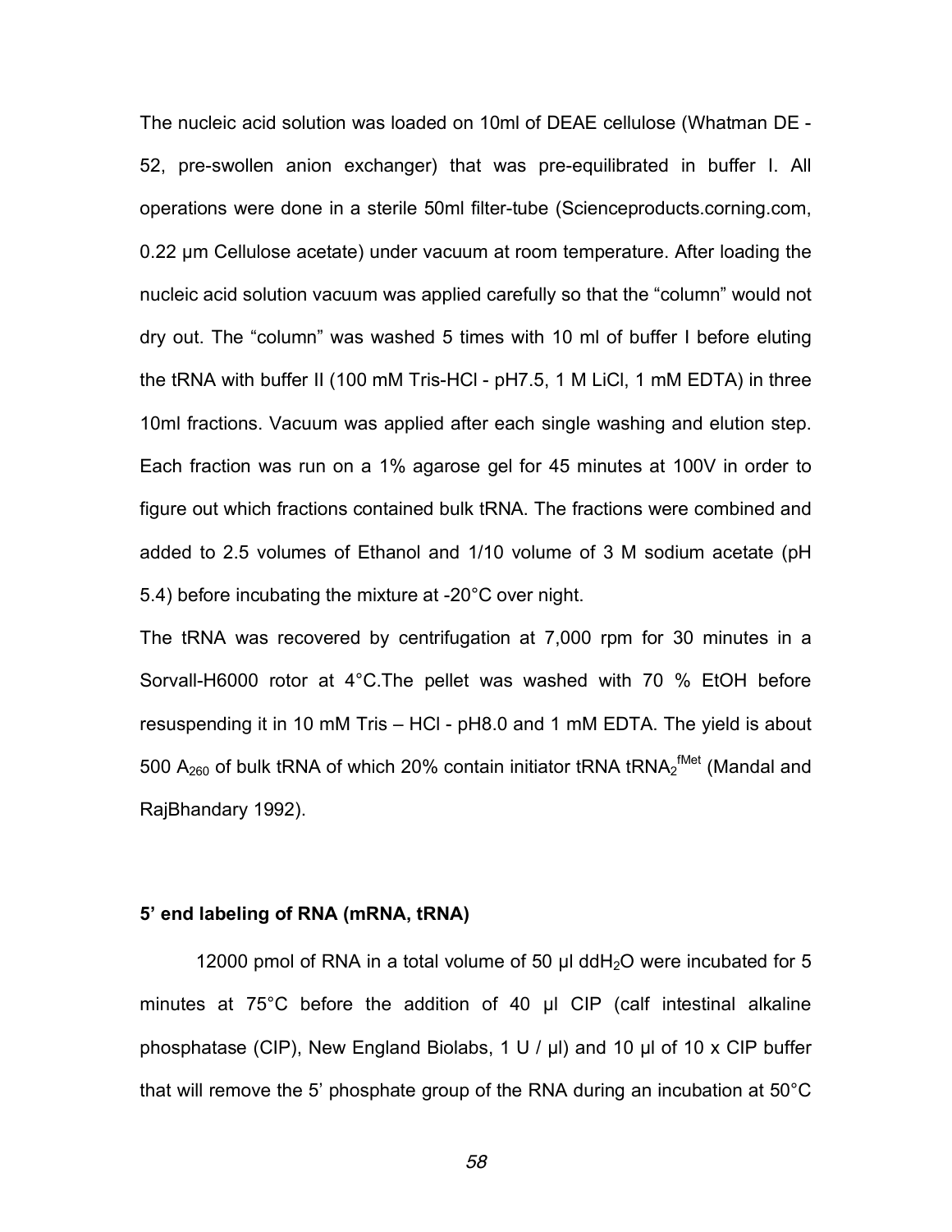The nucleic acid solution was loaded on 10ml of DEAE cellulose (Whatman DE - 52, pre-swollen anion exchanger) that was pre-equilibrated in buffer I. All operations were done in a sterile 50ml filter-tube (Scienceproducts.corning.com, 0.22 µm Cellulose acetate) under vacuum at room temperature. After loading the nucleic acid solution vacuum was applied carefully so that the "column" would not dry out. The "column" was washed 5 times with 10 ml of buffer I before eluting the tRNA with buffer II (100 mM Tris-HCl - pH7.5, 1 M LiCl, 1 mM EDTA) in three 10ml fractions. Vacuum was applied after each single washing and elution step. Each fraction was run on a 1% agarose gel for 45 minutes at 100V in order to figure out which fractions contained bulk tRNA. The fractions were combined and added to 2.5 volumes of Ethanol and 1/10 volume of 3 M sodium acetate (pH 5.4) before incubating the mixture at -20°C over night.

The tRNA was recovered by centrifugation at 7,000 rpm for 30 minutes in a Sorvall-H6000 rotor at 4°C.The pellet was washed with 70 % EtOH before resuspending it in 10 mM Tris – HCl - pH8.0 and 1 mM EDTA. The yield is about 500 $A_{260}$ of bulk tRNA of which 20% contain initiator tRNA $tRNA_2^{fMet}$ (Mandal and RajBhandary 1992).

**5' end labeling of RNA (mRNA, tRNA)**

12000 pmol of RNA in a total volume of 50 µl $ddH_2O$ were incubated for 5 minutes at 75°C before the addition of 40 µl CIP (calf intestinal alkaline phosphatase (CIP), New England Biolabs, 1 U / µl) and 10 µl of 10 x CIP buffer that will remove the 5' phosphate group of the RNA during an incubation at 50°C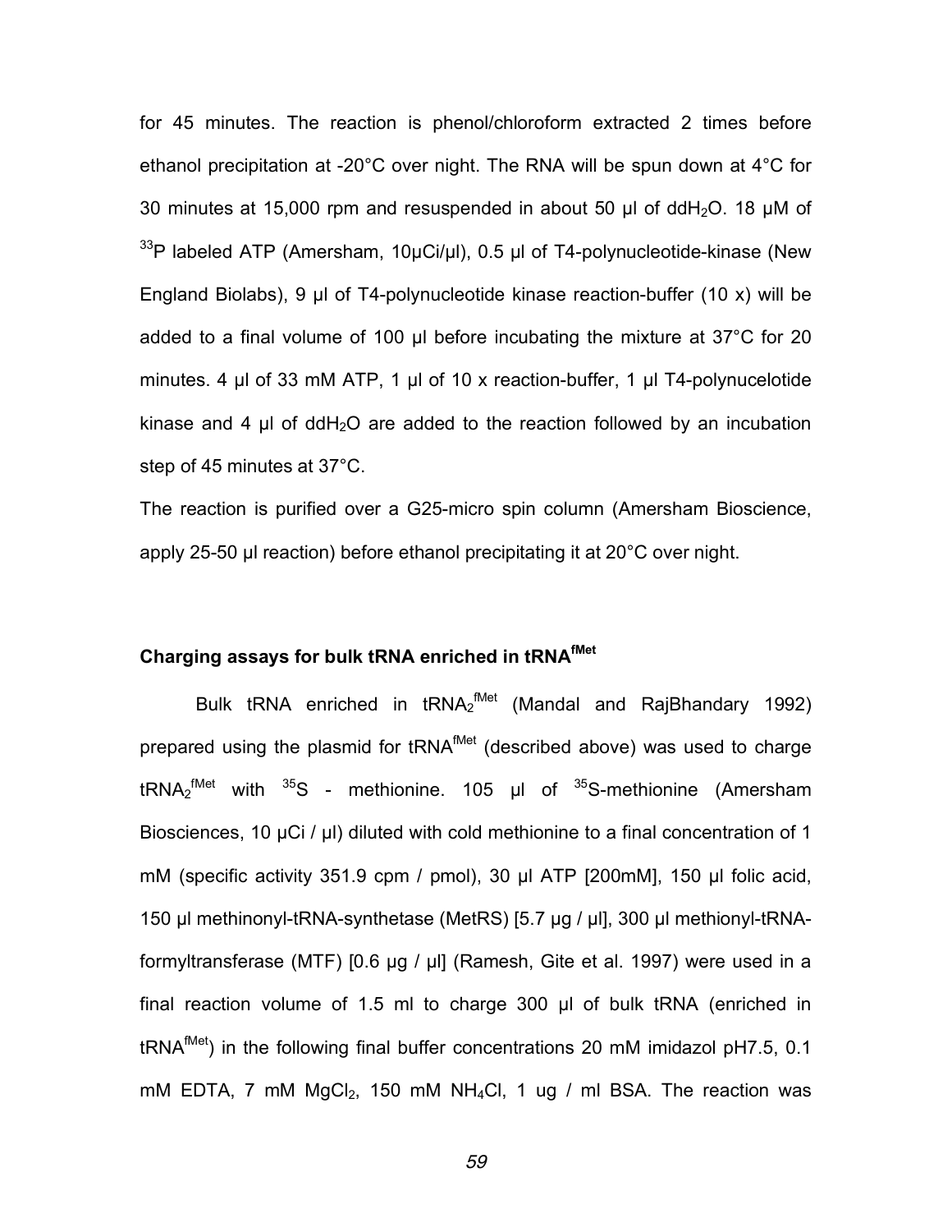for 45 minutes. The reaction is phenol/chloroform extracted 2 times before ethanol precipitation at -20°C over night. The RNA will be spun down at 4°C for 30 minutes at 15,000 rpm and resuspended in about 50 µl of $ddH_2O$. 18 µM of $^{33}P$ labeled ATP (Amersham, 10µCi/µl), 0.5 µl of T4-polynucleotide-kinase (New England Biolabs), 9 µl of T4-polynucleotide kinase reaction-buffer (10 x) will be added to a final volume of 100 µl before incubating the mixture at 37°C for 20 minutes. 4 µl of 33 mM ATP, 1 µl of 10 x reaction-buffer, 1 µl T4-polynucelotide kinase and 4 µl of $ddH_2O$ are added to the reaction followed by an incubation step of 45 minutes at 37°C.

The reaction is purified over a G25-micro spin column (Amersham Bioscience, apply 25-50 µl reaction) before ethanol precipitating it at 20°C over night.

### Charging assays for bulk tRNA enriched in $tRNA^{fMet}$

Bulk tRNA enriched in $tRNA_2^{fMet}$ (Mandal and RajBhandary 1992) prepared using the plasmid for $tRNA^{fMet}$ (described above) was used to charge $tRNA_2^{fMet}$ with $^{35}S$ - methionine. 105 µl of $^{35}S$-methionine (Amersham Biosciences, 10 µCi / µl) diluted with cold methionine to a final concentration of 1 mM (specific activity 351.9 cpm / pmol), 30 µl ATP [200mM], 150 µl folic acid, 150 µl methinonyl-tRNA-synthetase (MetRS) [5.7 µg / µl], 300 µl methionyl-tRNA-formyltransferase (MTF) [0.6 µg / µl] (Ramesh, Gite et al. 1997) were used in a final reaction volume of 1.5 ml to charge 300 µl of bulk tRNA (enriched in $tRNA^{fMet}$) in the following final buffer concentrations 20 mM imidazol pH7.5, 0.1 mM EDTA, 7 mM $MgCl_2$, 150 mM $NH_4Cl$, 1 ug / ml BSA. The reaction was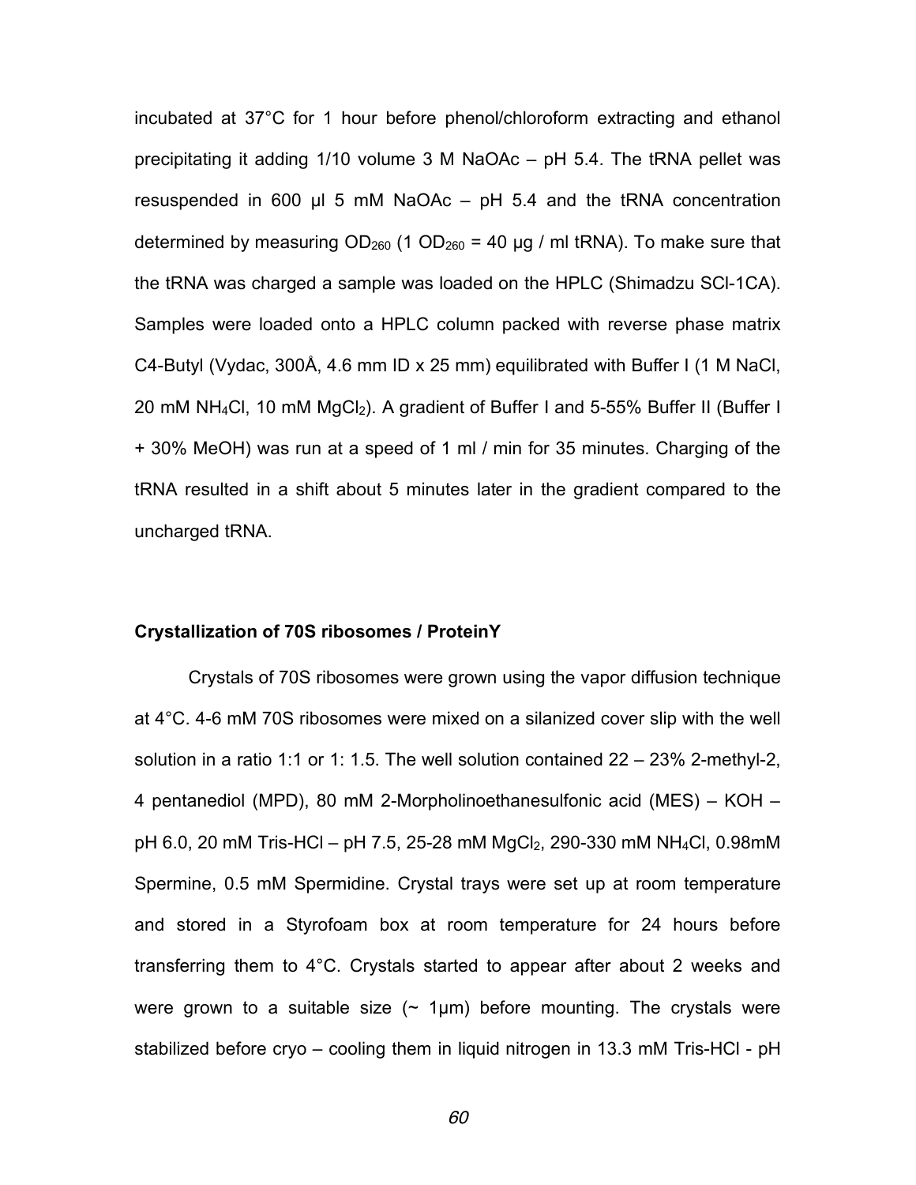incubated at 37°C for 1 hour before phenol/chloroform extracting and ethanol precipitating it adding 1/10 volume 3 M NaOAc – pH 5.4. The tRNA pellet was resuspended in 600 µl 5 mM NaOAc – pH 5.4 and the tRNA concentration determined by measuring $OD_{260}$ (1 $OD_{260}$ = 40 µg / ml tRNA). To make sure that the tRNA was charged a sample was loaded on the HPLC (Shimadzu SCl-1CA). Samples were loaded onto a HPLC column packed with reverse phase matrix C4-Butyl (Vydac, 300Å, 4.6 mm ID x 25 mm) equilibrated with Buffer I (1 M NaCl, 20 mM $NH_4Cl$, 10 mM $MgCl_2$). A gradient of Buffer I and 5-55% Buffer II (Buffer I + 30% MeOH) was run at a speed of 1 ml / min for 35 minutes. Charging of the tRNA resulted in a shift about 5 minutes later in the gradient compared to the uncharged tRNA.

**Crystallization of 70S ribosomes / ProteinY**

Crystals of 70S ribosomes were grown using the vapor diffusion technique at 4°C. 4-6 mM 70S ribosomes were mixed on a silanized cover slip with the well solution in a ratio 1:1 or 1: 1.5. The well solution contained 22 – 23% 2-methyl-2, 4 pentanediol (MPD), 80 mM 2-Morpholinoethanesulfonic acid (MES) – KOH – pH 6.0, 20 mM Tris-HCl – pH 7.5, 25-28 mM $MgCl_2$, 290-330 mM $NH_4Cl$, 0.98mM Spermine, 0.5 mM Spermidine. Crystal trays were set up at room temperature and stored in a Styrofoam box at room temperature for 24 hours before transferring them to 4°C. Crystals started to appear after about 2 weeks and were grown to a suitable size (~ 1µm) before mounting. The crystals were stabilized before cryo – cooling them in liquid nitrogen in 13.3 mM Tris-HCl - pH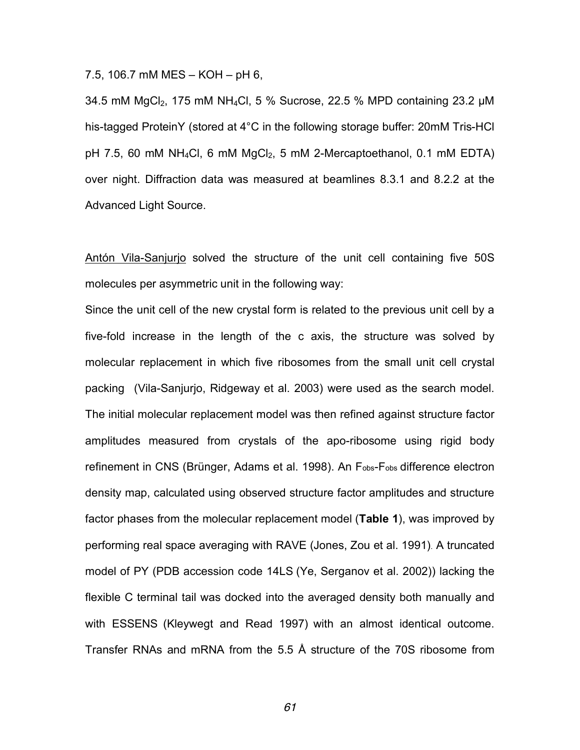7.5, 106.7 mM MES – KOH – pH 6,

34.5 mM $MgCl_2$, 175 mM $NH_4Cl$, 5 % Sucrose, 22.5 % MPD containing 23.2 µM his-tagged ProteinY (stored at 4°C in the following storage buffer: 20mM Tris-HCl pH 7.5, 60 mM $NH_4Cl$, 6 mM $MgCl_2$, 5 mM 2-Mercaptoethanol, 0.1 mM EDTA) over night. Diffraction data was measured at beamlines 8.3.1 and 8.2.2 at the Advanced Light Source.

Antón Vila-Sanjurjo solved the structure of the unit cell containing five 50S molecules per asymmetric unit in the following way:

Since the unit cell of the new crystal form is related to the previous unit cell by a five-fold increase in the length of the c axis, the structure was solved by molecular replacement in which five ribosomes from the small unit cell crystal packing (Vila-Sanjurjo, Ridgeway et al. 2003) were used as the search model. The initial molecular replacement model was then refined against structure factor amplitudes measured from crystals of the apo-ribosome using rigid body refinement in CNS (Brünger, Adams et al. 1998). An $F_{obs}$-$F_{obs}$ difference electron density map, calculated using observed structure factor amplitudes and structure factor phases from the molecular replacement model (**Table 1**), was improved by performing real space averaging with RAVE (Jones, Zou et al. 1991). A truncated model of PY (PDB accession code 14LS (Ye, Serganov et al. 2002)) lacking the flexible C terminal tail was docked into the averaged density both manually and with ESSENS (Kleywegt and Read 1997) with an almost identical outcome. Transfer RNAs and mRNA from the 5.5 Å structure of the 70S ribosome from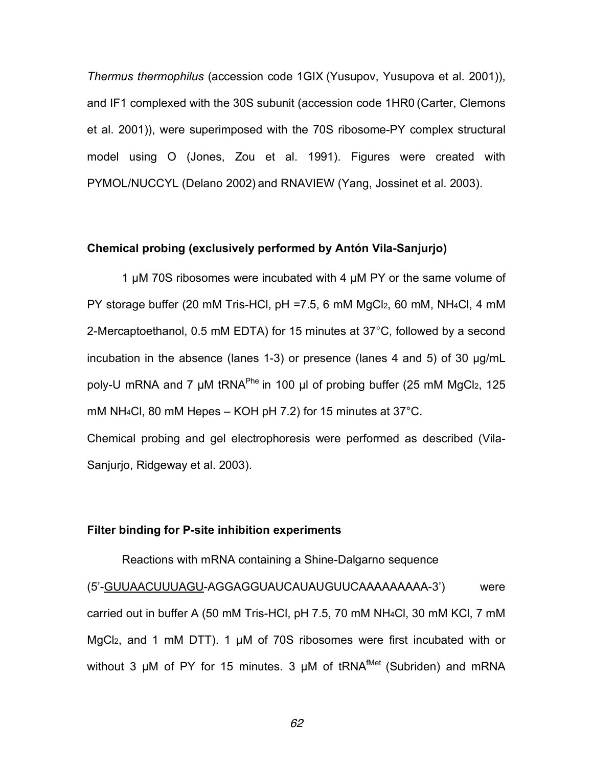*Thermus thermophilus* (accession code 1GIX (Yusupov, Yusupova et al. 2001)), and IF1 complexed with the 30S subunit (accession code 1HR0 (Carter, Clemons et al. 2001)), were superimposed with the 70S ribosome-PY complex structural model using O (Jones, Zou et al. 1991). Figures were created with PYMOL/NUCCYL (Delano 2002) and RNAVIEW (Yang, Jossinet et al. 2003).

**Chemical probing (exclusively performed by Antón Vila-Sanjurjo)**

1 µM 70S ribosomes were incubated with 4 µM PY or the same volume of PY storage buffer (20 mM Tris-HCl, pH =7.5, 6 mM $MgCl_2$, 60 mM, $NH_4Cl$, 4 mM 2-Mercaptoethanol, 0.5 mM EDTA) for 15 minutes at 37°C, followed by a second incubation in the absence (lanes 1-3) or presence (lanes 4 and 5) of 30 µg/mL poly-U mRNA and 7 µM $tRNA^{Phe}$ in 100 µl of probing buffer (25 mM $MgCl_2$, 125 mM $NH_4Cl$, 80 mM Hepes – KOH pH 7.2) for 15 minutes at 37°C.

Chemical probing and gel electrophoresis were performed as described (Vila-Sanjurjo, Ridgeway et al. 2003).

**Filter binding for P-site inhibition experiments**

Reactions with mRNA containing a Shine-Dalgarno sequence (5'-<u>GUUAACUUUAGU</u>-AGGAGGUAUCAUAUGUUCAAAAAAAAA-3') were carried out in buffer A (50 mM Tris-HCl, pH 7.5, 70 mM $NH_4Cl$, 30 mM KCl, 7 mM $MgCl_2$, and 1 mM DTT). 1 µM of 70S ribosomes were first incubated with or without 3 µM of PY for 15 minutes. 3 µM of $tRNA^{fMet}$ (Subriden) and mRNA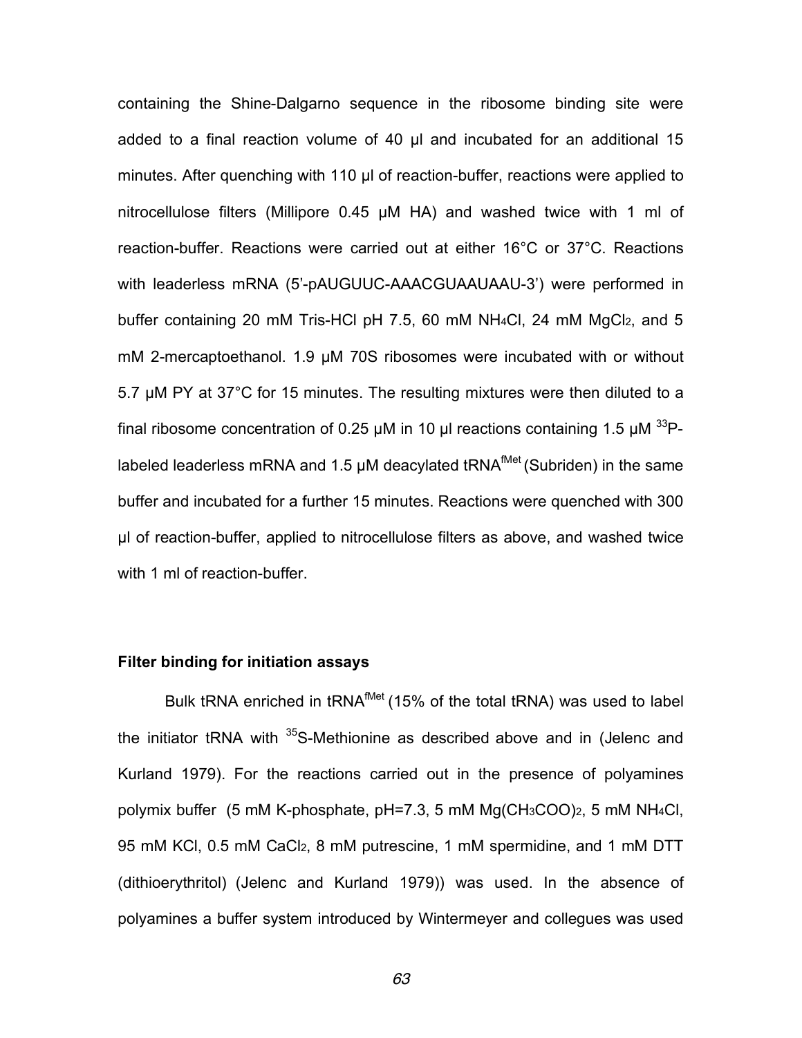containing the Shine-Dalgarno sequence in the ribosome binding site were added to a final reaction volume of 40 µl and incubated for an additional 15 minutes. After quenching with 110 µl of reaction-buffer, reactions were applied to nitrocellulose filters (Millipore 0.45 µM HA) and washed twice with 1 ml of reaction-buffer. Reactions were carried out at either 16°C or 37°C. Reactions with leaderless mRNA (5'-pAUGUUC-AAACGUAAUAAU-3') were performed in buffer containing 20 mM Tris-HCl pH 7.5, 60 mM $NH_4Cl$, 24 mM $MgCl_2$, and 5 mM 2-mercaptoethanol. 1.9 µM 70S ribosomes were incubated with or without 5.7 µM PY at 37°C for 15 minutes. The resulting mixtures were then diluted to a final ribosome concentration of 0.25 µM in 10 µl reactions containing 1.5 µM $^{33}$P-labeled leaderless mRNA and 1.5 µM deacylated $tRNA^{fMet}$ (Subriden) in the same buffer and incubated for a further 15 minutes. Reactions were quenched with 300 µl of reaction-buffer, applied to nitrocellulose filters as above, and washed twice with 1 ml of reaction-buffer.

### Filter binding for initiation assays

Bulk tRNA enriched in $tRNA^{fMet}$ (15% of the total tRNA) was used to label the initiator tRNA with $^{35}$S-Methionine as described above and in (Jelenc and Kurland 1979). For the reactions carried out in the presence of polyamines polymix buffer (5 mM K-phosphate, pH=7.3, 5 mM $Mg(CH_3COO)_2$, 5 mM $NH_4Cl$, 95 mM KCl, 0.5 mM $CaCl_2$, 8 mM putrescine, 1 mM spermidine, and 1 mM DTT (dithioerythritol) (Jelenc and Kurland 1979)) was used. In the absence of polyamines a buffer system introduced by Wintermeyer and collegues was used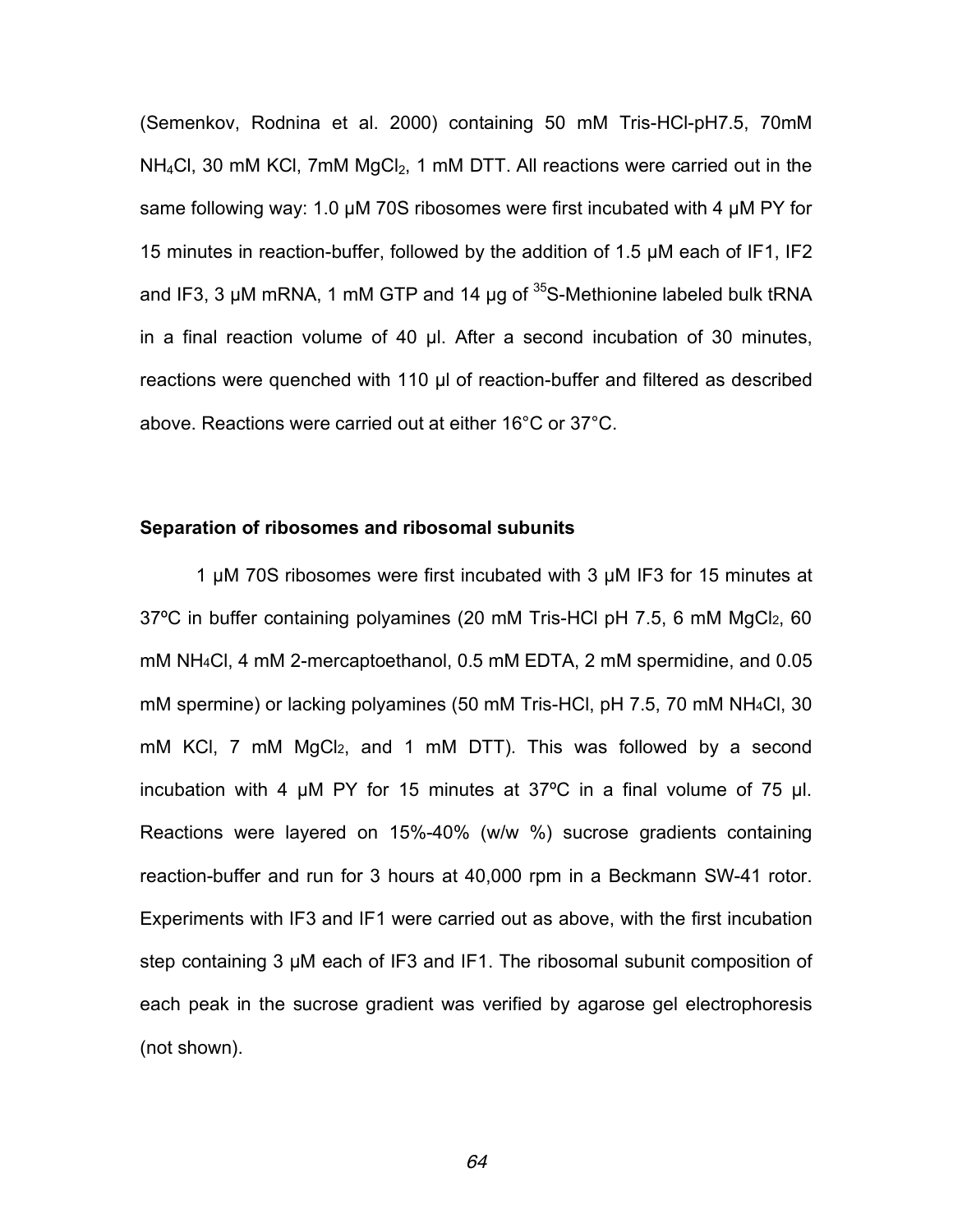(Semenkov, Rodnina et al. 2000) containing 50 mM Tris-HCl-pH7.5, 70mM $NH_4Cl$, 30 mM KCl, 7mM $MgCl_2$, 1 mM DTT. All reactions were carried out in the same following way: 1.0 μM 70S ribosomes were first incubated with 4 μM PY for 15 minutes in reaction-buffer, followed by the addition of 1.5 μM each of IF1, IF2 and IF3, 3 μM mRNA, 1 mM GTP and 14 μg of $^{35}$S-Methionine labeled bulk tRNA in a final reaction volume of 40 μl. After a second incubation of 30 minutes, reactions were quenched with 110 μl of reaction-buffer and filtered as described above. Reactions were carried out at either 16°C or 37°C.

**Separation of ribosomes and ribosomal subunits**

1 μM 70S ribosomes were first incubated with 3 μM IF3 for 15 minutes at 37ºC in buffer containing polyamines (20 mM Tris-HCl pH 7.5, 6 mM $MgCl_2$, 60 mM $NH_4Cl$, 4 mM 2-mercaptoethanol, 0.5 mM EDTA, 2 mM spermidine, and 0.05 mM spermine) or lacking polyamines (50 mM Tris-HCl, pH 7.5, 70 mM $NH_4Cl$, 30 mM KCl, 7 mM $MgCl_2$, and 1 mM DTT). This was followed by a second incubation with 4 μM PY for 15 minutes at 37ºC in a final volume of 75 μl. Reactions were layered on 15%-40% (w/w %) sucrose gradients containing reaction-buffer and run for 3 hours at 40,000 rpm in a Beckmann SW-41 rotor. Experiments with IF3 and IF1 were carried out as above, with the first incubation step containing 3 μM each of IF3 and IF1. The ribosomal subunit composition of each peak in the sucrose gradient was verified by agarose gel electrophoresis (not shown).